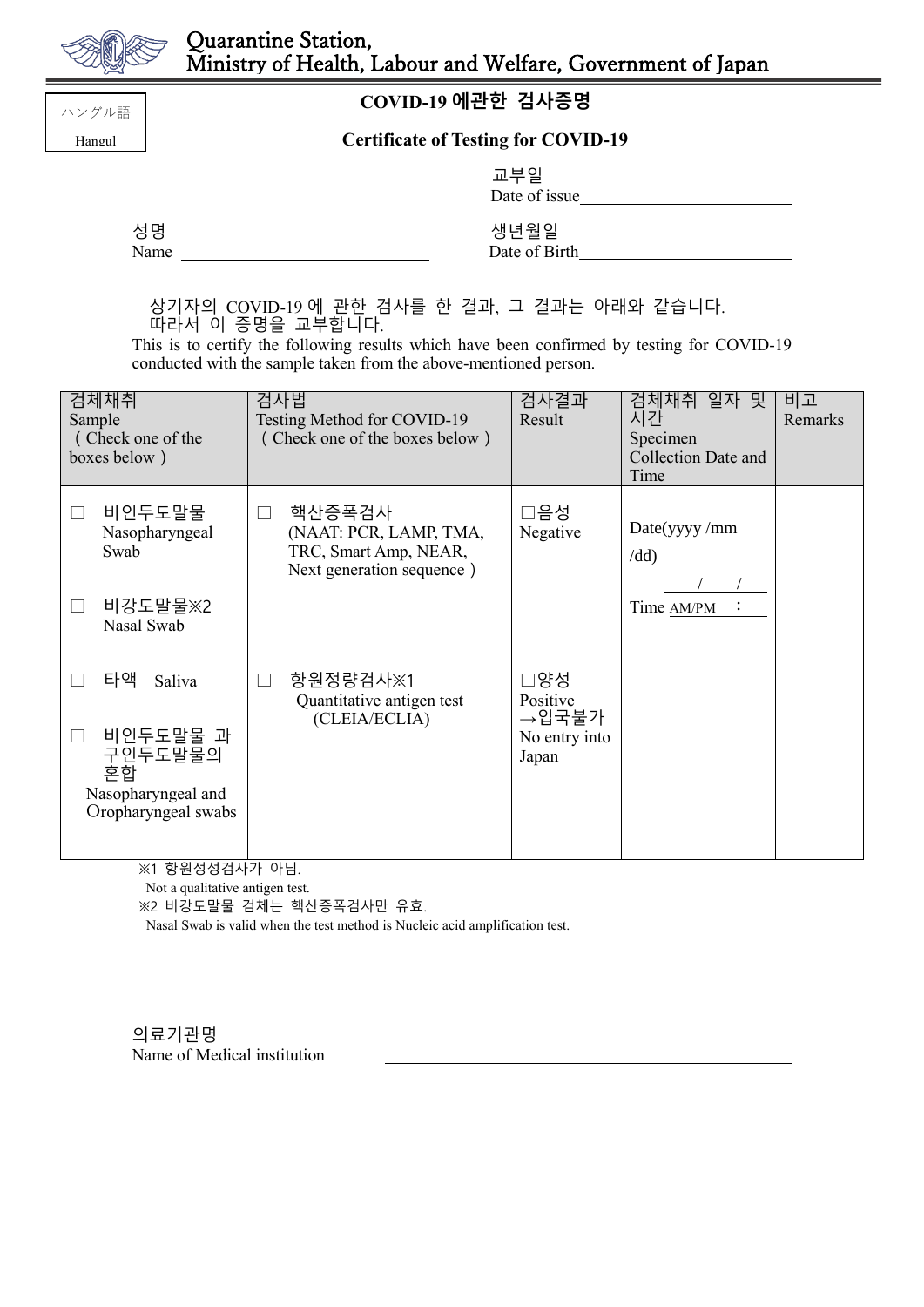Quarantine Station,
Ministry of Health, Labour and Welfare, Government of Japan

ハングル語
Hangul

# COVID-19 에관한 검사증명

**Certificate of Testing for COVID-19**

교부일
Date of issue________________________

성명
Name ____________________________

생년월일
Date of Birth________________________

상기자의 COVID-19 에 관한 검사를 한 결과, 그 결과는 아래와 같습니다.
따라서 이 증명을 교부합니다.

This is to certify the following results which have been confirmed by testing for COVID-19 conducted with the sample taken from the above-mentioned person.

| 검체채취<br>Sample<br>（Check one of the boxes below） | 검사법<br>Testing Method for COVID-19<br>（Check one of the boxes below） | 검사결과<br>Result | 검체채취 일자 및 시간<br>Specimen Collection Date and Time | 비고<br>Remarks |
|---|---|---|---|---|
| □ 비인두도말물<br>Nasopharyngeal Swab<br><br>□ 비강도말물※2<br>Nasal Swab | □ 핵산증폭검사<br>(NAAT: PCR, LAMP, TMA, TRC, Smart Amp, NEAR, Next generation sequence） | □음성<br>Negative | Date(yyyy /mm /dd)<br>　/　/<br>Time AM/PM　： | |
| □ 타액 Saliva<br><br>□ 비인두도말물 과 구인두도말물의 혼합<br>Nasopharyngeal and Oropharyngeal swabs | □ 항원정량검사※1<br>Quantitative antigen test (CLEIA/ECLIA) | □양성<br>Positive<br>→입국불가<br>No entry into Japan | | |

※1 항원정성검사가 아님.
Not a qualitative antigen test.
※2 비강도말물 검체는 핵산증폭검사만 유효.
Nasal Swab is valid when the test method is Nucleic acid amplification test.

의료기관명
Name of Medical institution ________________________________________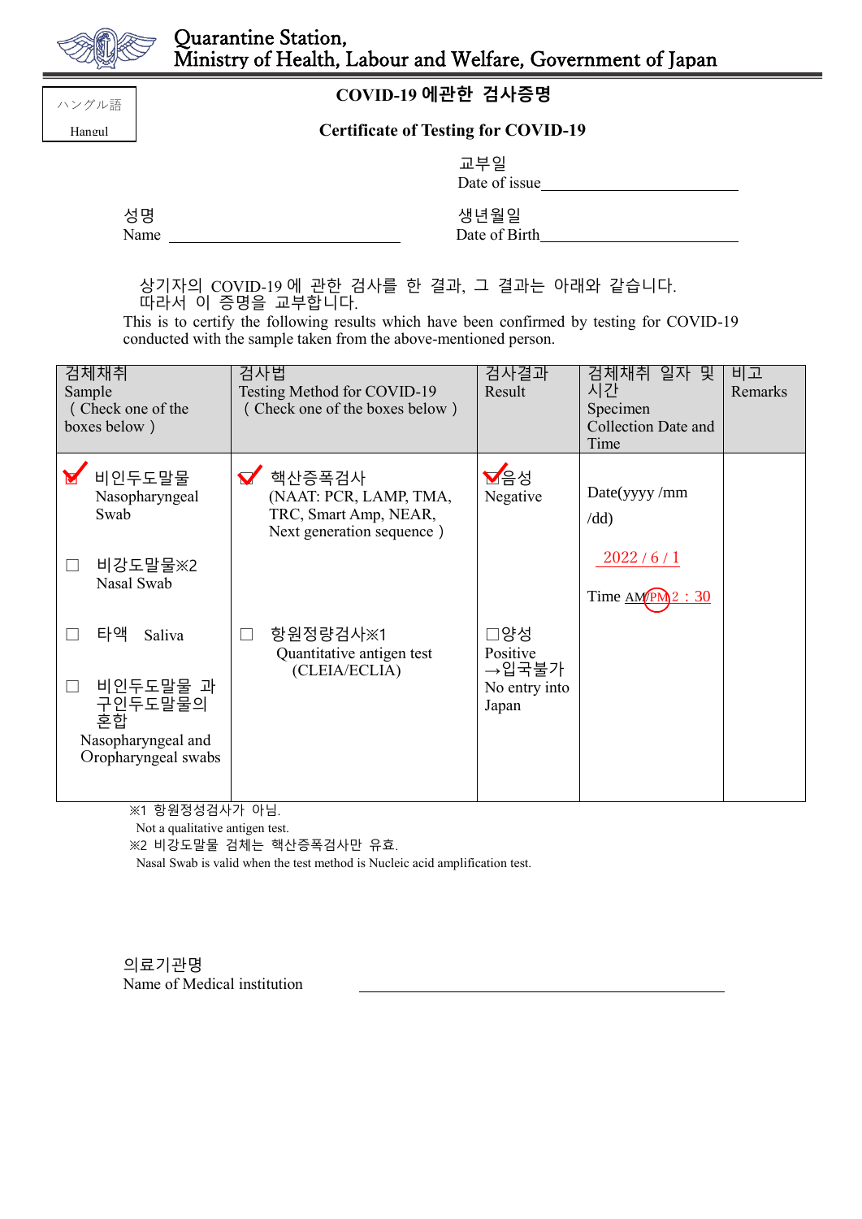Quarantine Station,
Ministry of Health, Labour and Welfare, Government of Japan

ハングル語

Hangul

## COVID-19 에관한 검사증명

**Certificate of Testing for COVID-19**

교부일
Date of issue\_\_\_\_\_\_\_\_\_\_\_\_\_\_\_\_\_\_\_\_\_\_\_\_

성명
Name \_\_\_\_\_\_\_\_\_\_\_\_\_\_\_\_\_\_\_\_\_\_\_\_

생년월일
Date of Birth\_\_\_\_\_\_\_\_\_\_\_\_\_\_\_\_\_\_\_\_\_\_\_\_

상기자의 COVID-19 에 관한 검사를 한 결과, 그 결과는 아래와 같습니다.
따라서 이 증명을 교부합니다.
This is to certify the following results which have been confirmed by testing for COVID-19 conducted with the sample taken from the above-mentioned person.

| 검체채취<br>Sample<br>（Check one of the boxes below） | 검사법<br>Testing Method for COVID-19<br>（Check one of the boxes below） | 검사결과<br>Result | 검체채취 일자 및 시간<br>Specimen Collection Date and Time | 비고<br>Remarks |
|---|---|---|---|---|
| ☑ 비인두도말물<br>Nasopharyngeal Swab<br><br>☐ 비강도말물※2<br>Nasal Swab<br><br>☐ 타액 Saliva<br><br>☐ 비인두도말물 과 구인두도말물의 혼합<br>Nasopharyngeal and Oropharyngeal swabs | ☑ 핵산증폭검사<br>(NAAT: PCR, LAMP, TMA, TRC, Smart Amp, NEAR, Next generation sequence）<br><br>☐ 항원정량검사※1<br>Quantitative antigen test (CLEIA/ECLIA) | ☑음성<br>Negative<br><br>☐양성<br>Positive<br>→입국불가<br>No entry into Japan | Date(yyyy /mm /dd)<br>2022 / 6 / 1<br><br>Time AM/PM 2 : 30 (PM circled) | |

※1 항원정성검사가 아님.
Not a qualitative antigen test.
※2 비강도말물 검체는 핵산증폭검사만 유효.
Nasal Swab is valid when the test method is Nucleic acid amplification test.

의료기관명
Name of Medical institution \_\_\_\_\_\_\_\_\_\_\_\_\_\_\_\_\_\_\_\_\_\_\_\_